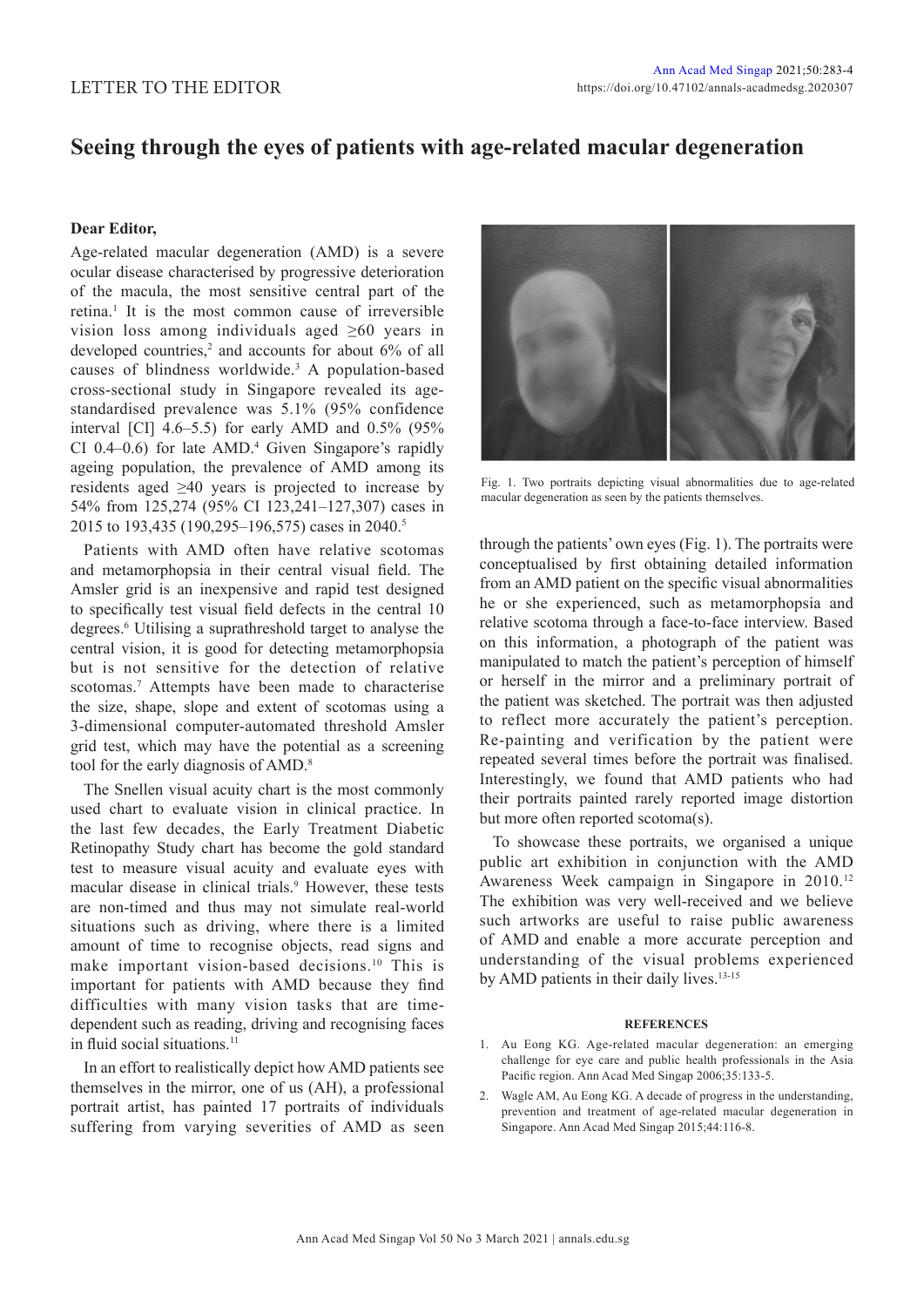LETTER TO THE EDITOR

# Seeing through the eyes of patients with age-related macular degeneration

**Dear Editor,**

Age-related macular degeneration (AMD) is a severe ocular disease characterised by progressive deterioration of the macula, the most sensitive central part of the retina.[1] It is the most common cause of irreversible vision loss among individuals aged ≥60 years in developed countries,[2] and accounts for about 6% of all causes of blindness worldwide.[3] A population-based cross-sectional study in Singapore revealed its age-standardised prevalence was 5.1% (95% confidence interval [CI] 4.6–5.5) for early AMD and 0.5% (95% CI 0.4–0.6) for late AMD.[4] Given Singapore's rapidly ageing population, the prevalence of AMD among its residents aged ≥40 years is projected to increase by 54% from 125,274 (95% CI 123,241–127,307) cases in 2015 to 193,435 (190,295–196,575) cases in 2040.[5]

Patients with AMD often have relative scotomas and metamorphopsia in their central visual field. The Amsler grid is an inexpensive and rapid test designed to specifically test visual field defects in the central 10 degrees.[6] Utilising a suprathreshold target to analyse the central vision, it is good for detecting metamorphopsia but is not sensitive for the detection of relative scotomas.[7] Attempts have been made to characterise the size, shape, slope and extent of scotomas using a 3-dimensional computer-automated threshold Amsler grid test, which may have the potential as a screening tool for the early diagnosis of AMD.[8]

The Snellen visual acuity chart is the most commonly used chart to evaluate vision in clinical practice. In the last few decades, the Early Treatment Diabetic Retinopathy Study chart has become the gold standard test to measure visual acuity and evaluate eyes with macular disease in clinical trials.[9] However, these tests are non-timed and thus may not simulate real-world situations such as driving, where there is a limited amount of time to recognise objects, read signs and make important vision-based decisions.[10] This is important for patients with AMD because they find difficulties with many vision tasks that are time-dependent such as reading, driving and recognising faces in fluid social situations.[11]

In an effort to realistically depict how AMD patients see themselves in the mirror, one of us (AH), a professional portrait artist, has painted 17 portraits of individuals suffering from varying severities of AMD as seen through the patients' own eyes (Fig. 1). The portraits were conceptualised by first obtaining detailed information from an AMD patient on the specific visual abnormalities he or she experienced, such as metamorphopsia and relative scotoma through a face-to-face interview. Based on this information, a photograph of the patient was manipulated to match the patient's perception of himself or herself in the mirror and a preliminary portrait of the patient was sketched. The portrait was then adjusted to reflect more accurately the patient's perception. Re-painting and verification by the patient were repeated several times before the portrait was finalised. Interestingly, we found that AMD patients who had their portraits painted rarely reported image distortion but more often reported scotoma(s).

Fig. 1. Two portraits depicting visual abnormalities due to age-related macular degeneration as seen by the patients themselves.

To showcase these portraits, we organised a unique public art exhibition in conjunction with the AMD Awareness Week campaign in Singapore in 2010.[12] The exhibition was very well-received and we believe such artworks are useful to raise public awareness of AMD and enable a more accurate perception and understanding of the visual problems experienced by AMD patients in their daily lives.[13-15]

#### REFERENCES

1. Au Eong KG. Age-related macular degeneration: an emerging challenge for eye care and public health professionals in the Asia Pacific region. Ann Acad Med Singap 2006;35:133-5.
2. Wagle AM, Au Eong KG. A decade of progress in the understanding, prevention and treatment of age-related macular degeneration in Singapore. Ann Acad Med Singap 2015;44:116-8.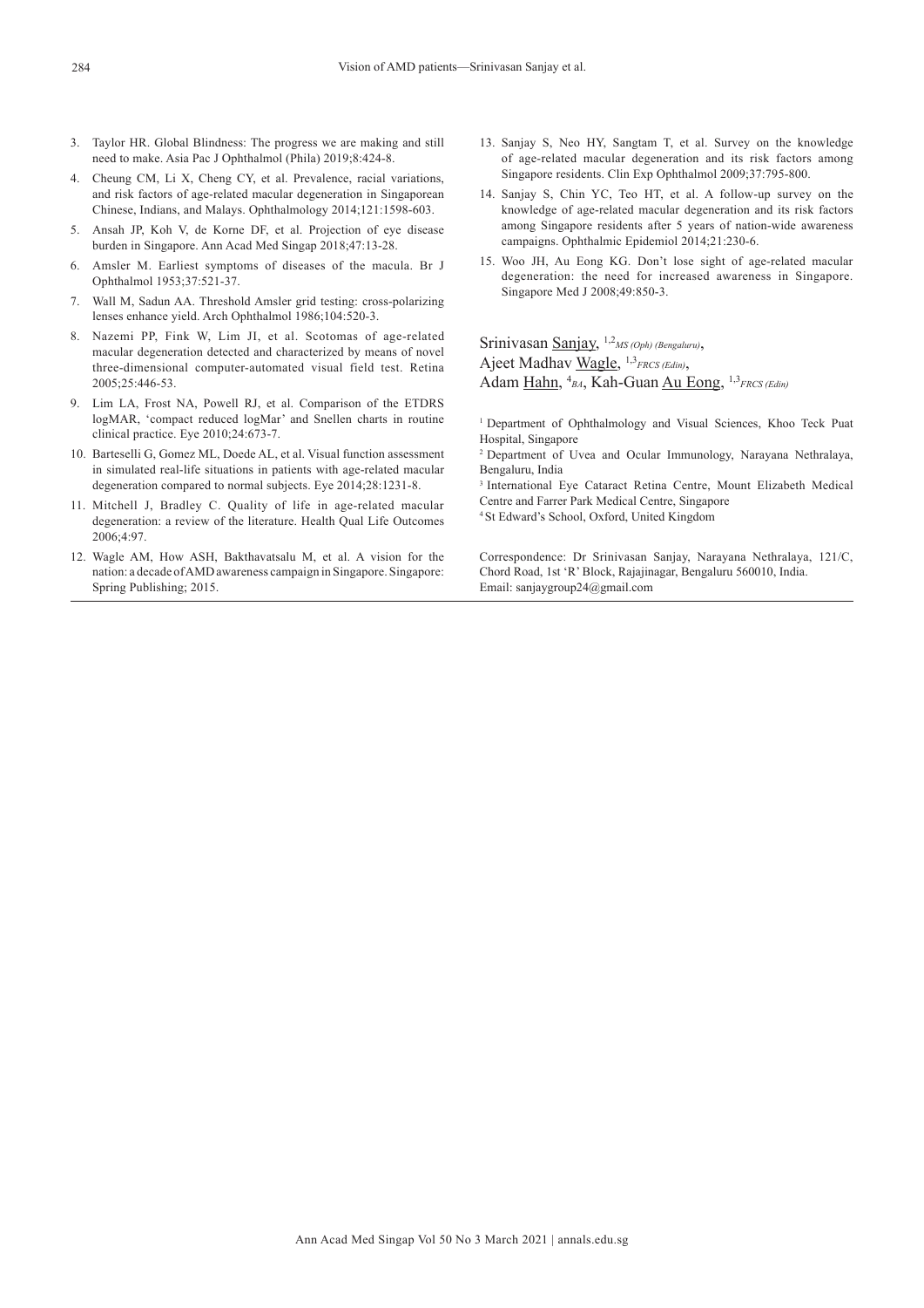3. Taylor HR. Global Blindness: The progress we are making and still need to make. Asia Pac J Ophthalmol (Phila) 2019;8:424-8.
4. Cheung CM, Li X, Cheng CY, et al. Prevalence, racial variations, and risk factors of age-related macular degeneration in Singaporean Chinese, Indians, and Malays. Ophthalmology 2014;121:1598-603.
5. Ansah JP, Koh V, de Korne DF, et al. Projection of eye disease burden in Singapore. Ann Acad Med Singap 2018;47:13-28.
6. Amsler M. Earliest symptoms of diseases of the macula. Br J Ophthalmol 1953;37:521-37.
7. Wall M, Sadun AA. Threshold Amsler grid testing: cross-polarizing lenses enhance yield. Arch Ophthalmol 1986;104:520-3.
8. Nazemi PP, Fink W, Lim JI, et al. Scotomas of age-related macular degeneration detected and characterized by means of novel three-dimensional computer-automated visual field test. Retina 2005;25:446-53.
9. Lim LA, Frost NA, Powell RJ, et al. Comparison of the ETDRS logMAR, 'compact reduced logMar' and Snellen charts in routine clinical practice. Eye 2010;24:673-7.
10. Barteselli G, Gomez ML, Doede AL, et al. Visual function assessment in simulated real-life situations in patients with age-related macular degeneration compared to normal subjects. Eye 2014;28:1231-8.
11. Mitchell J, Bradley C. Quality of life in age-related macular degeneration: a review of the literature. Health Qual Life Outcomes 2006;4:97.
12. Wagle AM, How ASH, Bakthavatsalu M, et al. A vision for the nation: a decade of AMD awareness campaign in Singapore. Singapore: Spring Publishing; 2015.
13. Sanjay S, Neo HY, Sangtam T, et al. Survey on the knowledge of age-related macular degeneration and its risk factors among Singapore residents. Clin Exp Ophthalmol 2009;37:795-800.
14. Sanjay S, Chin YC, Teo HT, et al. A follow-up survey on the knowledge of age-related macular degeneration and its risk factors among Singapore residents after 5 years of nation-wide awareness campaigns. Ophthalmic Epidemiol 2014;21:230-6.
15. Woo JH, Au Eong KG. Don't lose sight of age-related macular degeneration: the need for increased awareness in Singapore. Singapore Med J 2008;49:850-3.

Srinivasan Sanjay, [1,2] *MS (Oph) (Bengaluru)*,
Ajeet Madhav Wagle, [1,3] *FRCS (Edin)*,
Adam Hahn, [4] *BA*, Kah-Guan Au Eong, [1,3] *FRCS (Edin)*

[1] Department of Ophthalmology and Visual Sciences, Khoo Teck Puat Hospital, Singapore
[2] Department of Uvea and Ocular Immunology, Narayana Nethralaya, Bengaluru, India
[3] International Eye Cataract Retina Centre, Mount Elizabeth Medical Centre and Farrer Park Medical Centre, Singapore
[4] St Edward's School, Oxford, United Kingdom

Correspondence: Dr Srinivasan Sanjay, Narayana Nethralaya, 121/C, Chord Road, 1st 'R' Block, Rajajinagar, Bengaluru 560010, India.
Email: sanjaygroup24@gmail.com